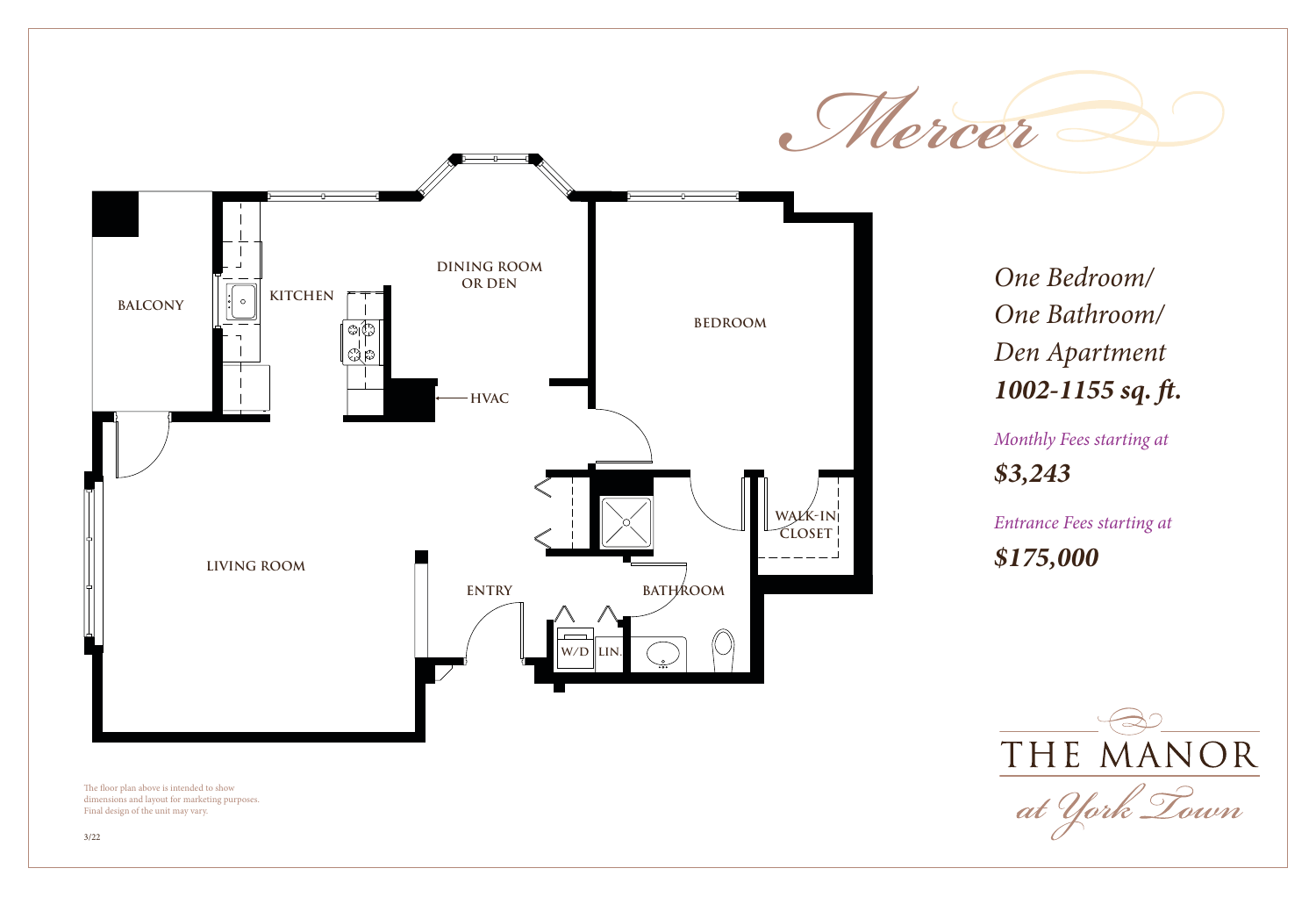# Mercer

BALCONY

KITCHEN

DINING ROOM OR DEN

HVAC

BEDROOM

LIVING ROOM

ENTRY

BATHROOM

WALK-IN CLOSET

W/D

LIN.

*One Bedroom/ One Bathroom/ Den Apartment*

***1002-1155 sq. ft.***

*Monthly Fees starting at*

***$3,243***

*Entrance Fees starting at*

***$175,000***

THE MANOR *at York Town*

The floor plan above is intended to show dimensions and layout for marketing purposes. Final design of the unit may vary.

3/22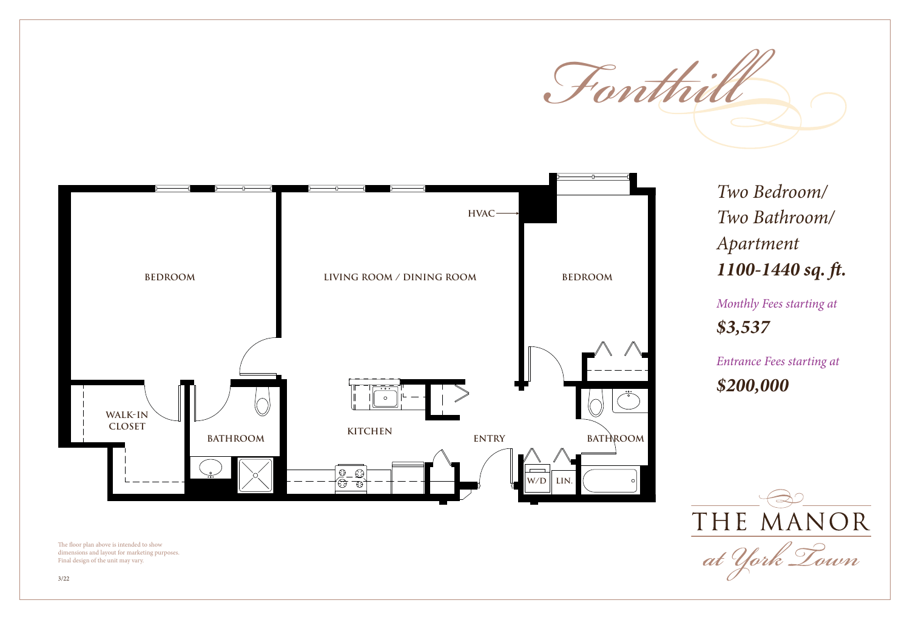# Fonthill

*Two Bedroom/*
*Two Bathroom/*
*Apartment*
***1100-1440 sq. ft.***

*Monthly Fees starting at*

***$3,537***

*Entrance Fees starting at*

***$200,000***

BEDROOM

LIVING ROOM / DINING ROOM

BEDROOM

HVAC

WALK-IN CLOSET

BATHROOM

KITCHEN

ENTRY

BATHROOM

W/D

LIN.

THE MANOR

*at York Town*

The floor plan above is intended to show dimensions and layout for marketing purposes. Final design of the unit may vary.

3/22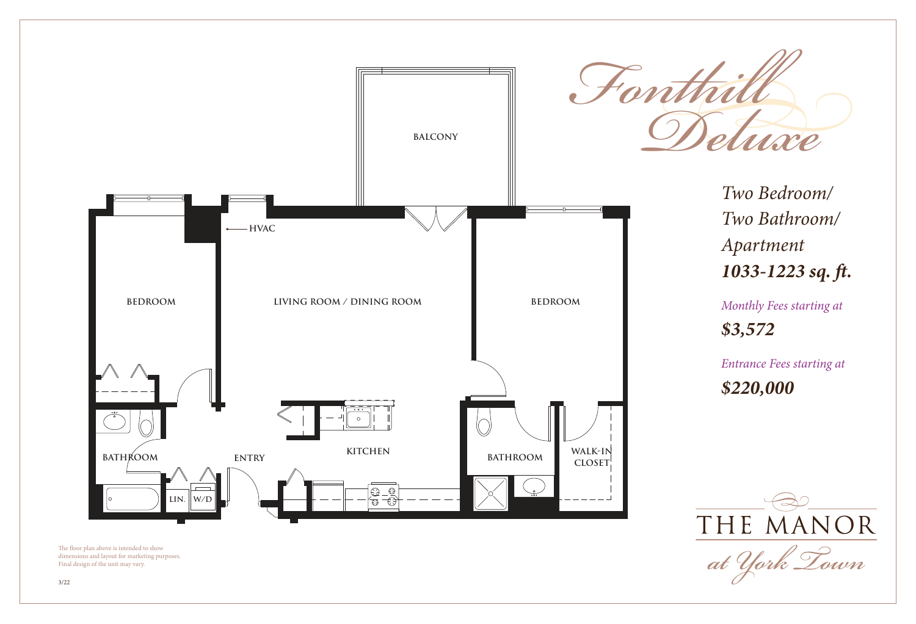# *Fonthill Deluxe*

*Two Bedroom/*
*Two Bathroom/*
*Apartment*
***1033-1223 sq. ft.***

*Monthly Fees starting at*
***$3,572***

*Entrance Fees starting at*
***$220,000***

BALCONY

HVAC

BEDROOM

LIVING ROOM / DINING ROOM

BEDROOM

BATHROOM

ENTRY

KITCHEN

BATHROOM

WALK-IN CLOSET

LIN.

W/D

The floor plan above is intended to show dimensions and layout for marketing purposes. Final design of the unit may vary.

3/22

THE MANOR
*at York Town*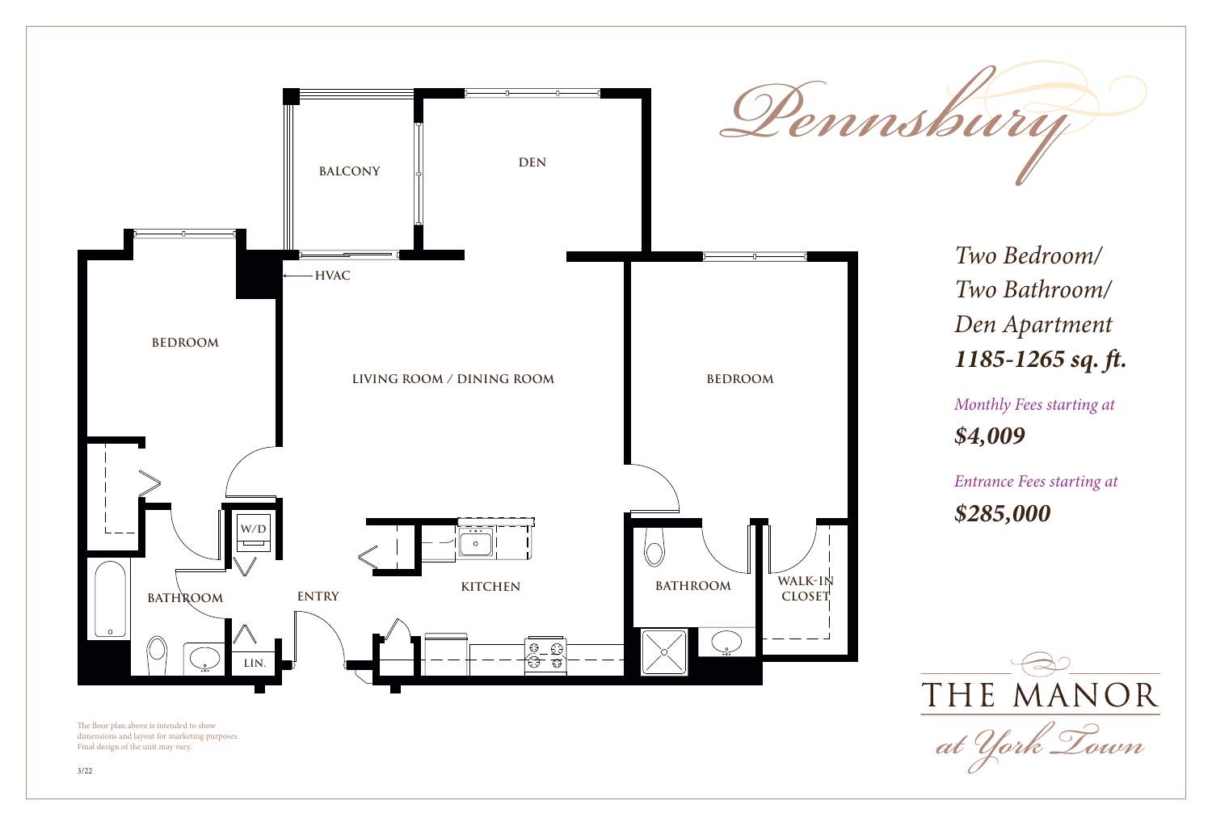# Pennsbury

BALCONY

DEN

HVAC

BEDROOM

LIVING ROOM / DINING ROOM

BEDROOM

W/D

BATHROOM

ENTRY

KITCHEN

BATHROOM

WALK-IN CLOSET

LIN.

*Two Bedroom/*
*Two Bathroom/*
*Den Apartment*
***1185-1265 sq. ft.***

*Monthly Fees starting at*
***$4,009***

*Entrance Fees starting at*
***$285,000***

THE MANOR
*at York Town*

The floor plan above is intended to show dimensions and layout for marketing purposes. Final design of the unit may vary.

3/22